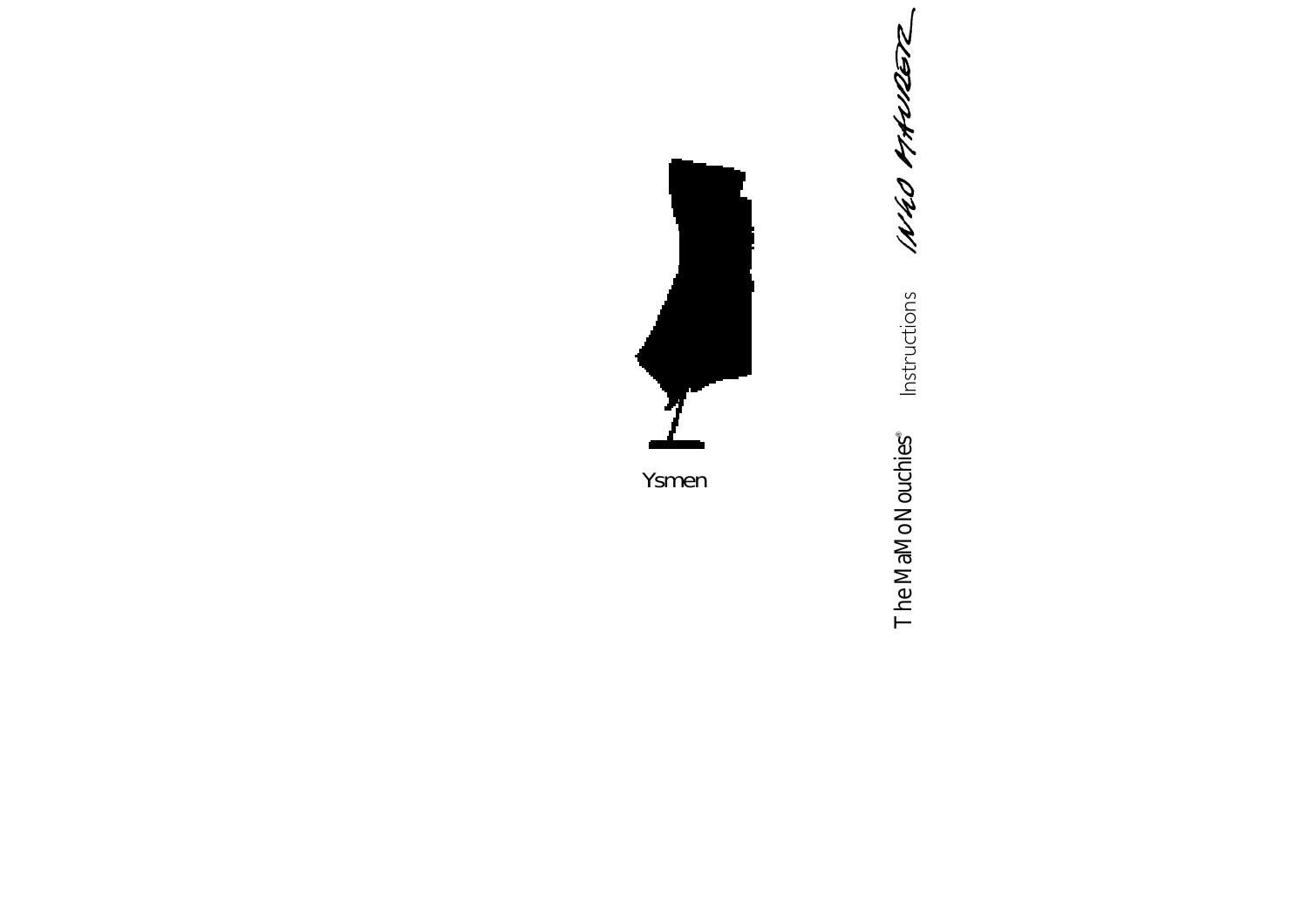Ysmen

The MaMoNouchies®

Instructions

INGO MAURER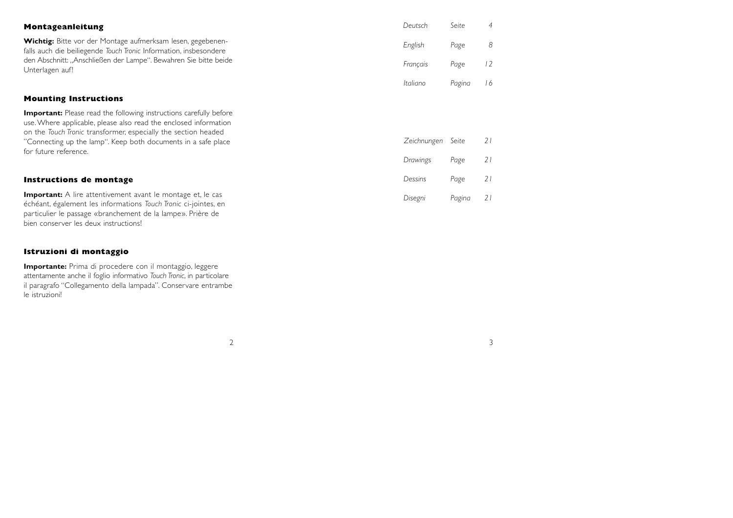## Montageanleitung

**Wichtig:** Bitte vor der Montage aufmerksam lesen, gegebenenfalls auch die beiliegende *Touch Tronic* Information, insbesondere den Abschnitt: „Anschließen der Lampe". Bewahren Sie bitte beide Unterlagen auf!

## Mounting Instructions

**Important:** Please read the following instructions carefully before use. Where applicable, please also read the enclosed information on the *Touch Tronic* transformer, especially the section headed "Connecting up the lamp". Keep both documents in a safe place for future reference.

## Instructions de montage

**Important:** A lire attentivement avant le montage et, le cas échéant, également les informations *Touch Tronic* ci-jointes, en particulier le passage «branchement de la lampe». Prière de bien conserver les deux instructions!

## Istruzioni di montaggio

**Importante:** Prima di procedere con il montaggio, leggere attentamente anche il foglio informativo *Touch Tronic*, in particolare il paragrafo "Collegamento della lampada". Conservare entrambe le istruzioni!

| | | |
|---|---|---|
| *Deutsch* | *Seite* | *4* |
| *English* | *Page* | *8* |
| *Français* | *Page* | *12* |
| *Italiano* | *Pagina* | *16* |

| | | |
|---|---|---|
| *Zeichnungen* | *Seite* | *21* |
| *Drawings* | *Page* | *21* |
| *Dessins* | *Page* | *21* |
| *Disegni* | *Pagina* | *21* |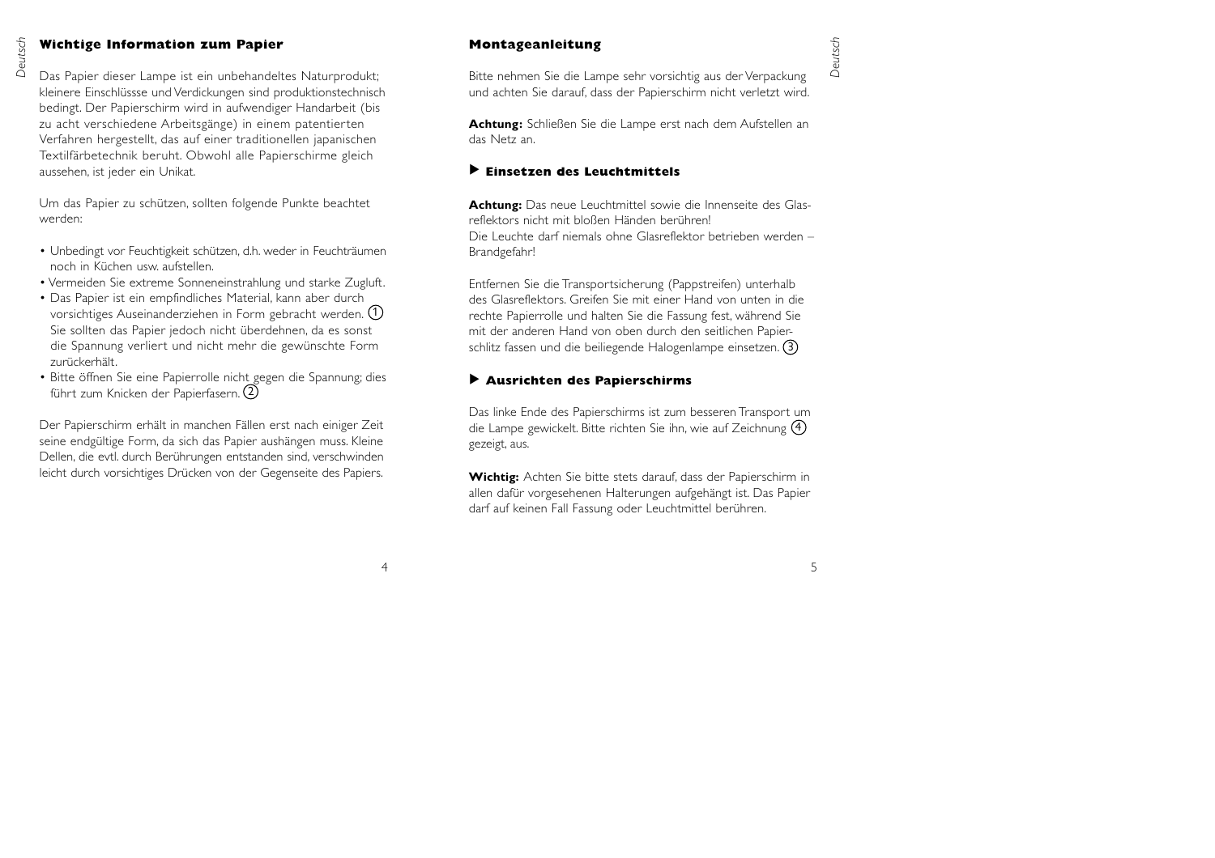## Wichtige Information zum Papier

Das Papier dieser Lampe ist ein unbehandeltes Naturprodukt; kleinere Einschlüssse und Verdickungen sind produktionstechnisch bedingt. Der Papierschirm wird in aufwendiger Handarbeit (bis zu acht verschiedene Arbeitsgänge) in einem patentierten Verfahren hergestellt, das auf einer traditionellen japanischen Textilfärbetechnik beruht. Obwohl alle Papierschirme gleich aussehen, ist jeder ein Unikat.

Um das Papier zu schützen, sollten folgende Punkte beachtet werden:

- Unbedingt vor Feuchtigkeit schützen, d.h. weder in Feuchträumen noch in Küchen usw. aufstellen.
- Vermeiden Sie extreme Sonneneinstrahlung und starke Zugluft.
- Das Papier ist ein empfindliches Material, kann aber durch vorsichtiges Auseinanderziehen in Form gebracht werden. ① Sie sollten das Papier jedoch nicht überdehnen, da es sonst die Spannung verliert und nicht mehr die gewünschte Form zurückerhält.
- Bitte öffnen Sie eine Papierrolle nicht gegen die Spannung; dies führt zum Knicken der Papierfasern. ②

Der Papierschirm erhält in manchen Fällen erst nach einiger Zeit seine endgültige Form, da sich das Papier aushängen muss. Kleine Dellen, die evtl. durch Berührungen entstanden sind, verschwinden leicht durch vorsichtiges Drücken von der Gegenseite des Papiers.

## Montageanleitung

Bitte nehmen Sie die Lampe sehr vorsichtig aus der Verpackung und achten Sie darauf, dass der Papierschirm nicht verletzt wird.

**Achtung:** Schließen Sie die Lampe erst nach dem Aufstellen an das Netz an.

### ▶ Einsetzen des Leuchtmittels

**Achtung:** Das neue Leuchtmittel sowie die Innenseite des Glasreflektors nicht mit bloßen Händen berühren!
Die Leuchte darf niemals ohne Glasreflektor betrieben werden – Brandgefahr!

Entfernen Sie die Transportsicherung (Pappstreifen) unterhalb des Glasreflektors. Greifen Sie mit einer Hand von unten in die rechte Papierrolle und halten Sie die Fassung fest, während Sie mit der anderen Hand von oben durch den seitlichen Papierschlitz fassen und die beiliegende Halogenlampe einsetzen. ③

### ▶ Ausrichten des Papierschirms

Das linke Ende des Papierschirms ist zum besseren Transport um die Lampe gewickelt. Bitte richten Sie ihn, wie auf Zeichnung ④ gezeigt, aus.

**Wichtig:** Achten Sie bitte stets darauf, dass der Papierschirm in allen dafür vorgesehenen Halterungen aufgehängt ist. Das Papier darf auf keinen Fall Fassung oder Leuchtmittel berühren.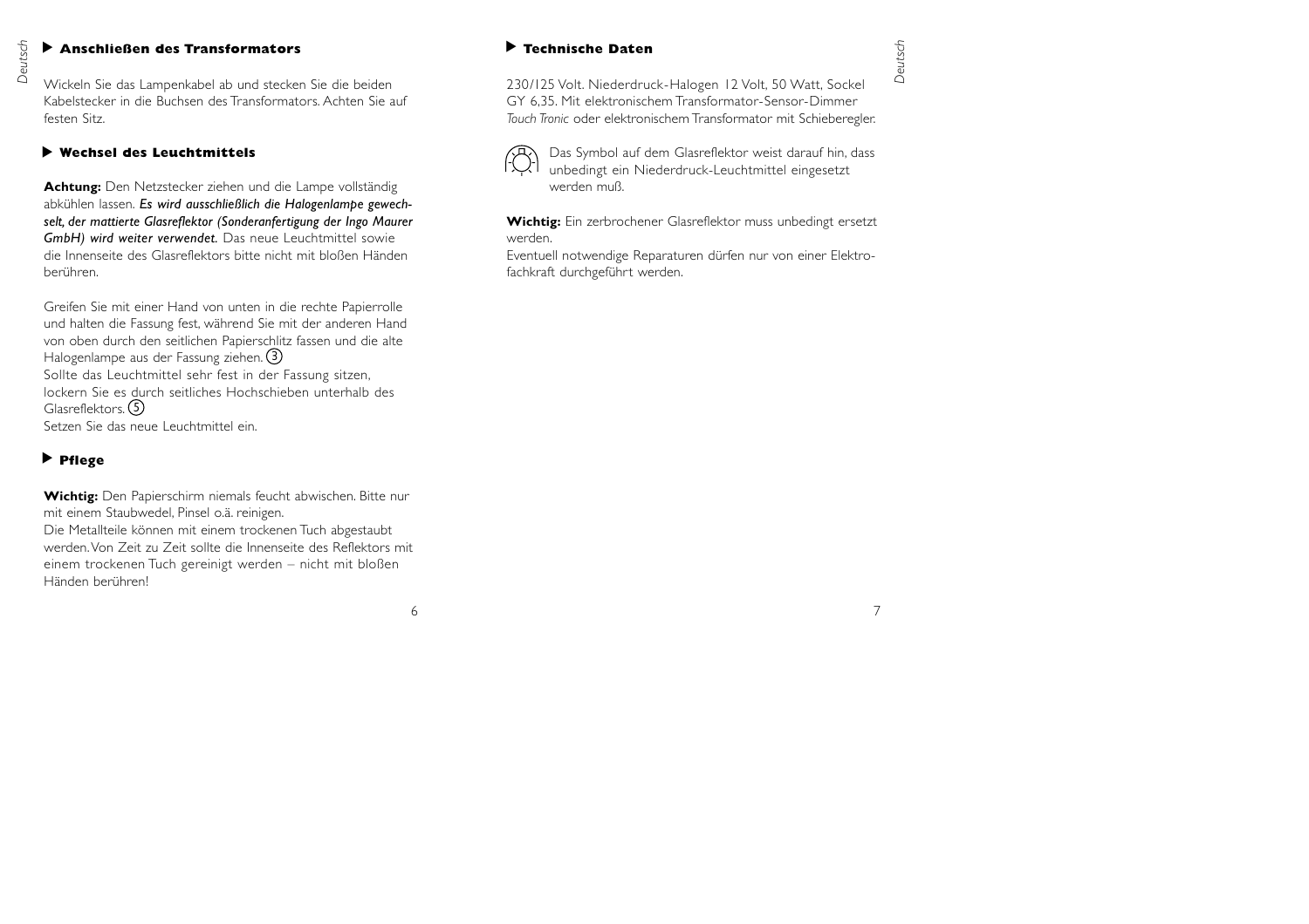## Anschließen des Transformators

Wickeln Sie das Lampenkabel ab und stecken Sie die beiden Kabelstecker in die Buchsen des Transformators. Achten Sie auf festen Sitz.

## Wechsel des Leuchtmittels

**Achtung:** Den Netzstecker ziehen und die Lampe vollständig abkühlen lassen. ***Es wird ausschließlich die Halogenlampe gewechselt, der mattierte Glasreflektor (Sonderanfertigung der Ingo Maurer GmbH) wird weiter verwendet.*** Das neue Leuchtmittel sowie die Innenseite des Glasreflektors bitte nicht mit bloßen Händen berühren.

Greifen Sie mit einer Hand von unten in die rechte Papierrolle und halten die Fassung fest, während Sie mit der anderen Hand von oben durch den seitlichen Papierschlitz fassen und die alte Halogenlampe aus der Fassung ziehen. (3)
Sollte das Leuchtmittel sehr fest in der Fassung sitzen, lockern Sie es durch seitliches Hochschieben unterhalb des Glasreflektors. (5)
Setzen Sie das neue Leuchtmittel ein.

## Pflege

**Wichtig:** Den Papierschirm niemals feucht abwischen. Bitte nur mit einem Staubwedel, Pinsel o.ä. reinigen.
Die Metallteile können mit einem trockenen Tuch abgestaubt werden. Von Zeit zu Zeit sollte die Innenseite des Reflektors mit einem trockenen Tuch gereinigt werden – nicht mit bloßen Händen berühren!

## Technische Daten

230/125 Volt. Niederdruck-Halogen 12 Volt, 50 Watt, Sockel GY 6,35. Mit elektronischem Transformator-Sensor-Dimmer *Touch Tronic* oder elektronischem Transformator mit Schieberegler.

Das Symbol auf dem Glasreflektor weist darauf hin, dass unbedingt ein Niederdruck-Leuchtmittel eingesetzt werden muß.

**Wichtig:** Ein zerbrochener Glasreflektor muss unbedingt ersetzt werden.
Eventuell notwendige Reparaturen dürfen nur von einer Elektrofachkraft durchgeführt werden.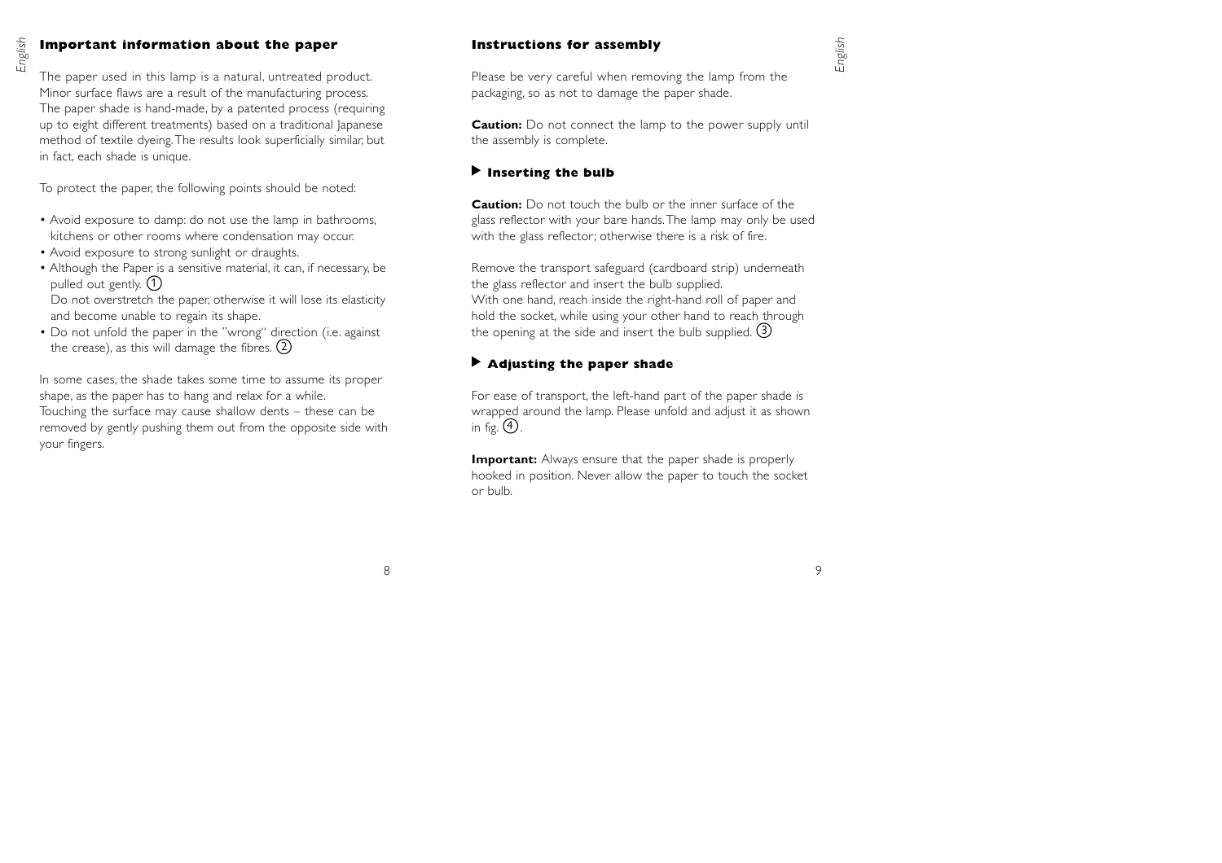## Important information about the paper

The paper used in this lamp is a natural, untreated product. Minor surface flaws are a result of the manufacturing process. The paper shade is hand-made, by a patented process (requiring up to eight different treatments) based on a traditional Japanese method of textile dyeing. The results look superficially similar, but in fact, each shade is unique.

To protect the paper, the following points should be noted:

- Avoid exposure to damp: do not use the lamp in bathrooms, kitchens or other rooms where condensation may occur.
- Avoid exposure to strong sunlight or draughts.
- Although the Paper is a sensitive material, it can, if necessary, be pulled out gently. ①
  Do not overstretch the paper, otherwise it will lose its elasticity and become unable to regain its shape.
- Do not unfold the paper in the "wrong" direction (i.e. against the crease), as this will damage the fibres. ②

In some cases, the shade takes some time to assume its proper shape, as the paper has to hang and relax for a while.
Touching the surface may cause shallow dents – these can be removed by gently pushing them out from the opposite side with your fingers.

## Instructions for assembly

Please be very careful when removing the lamp from the packaging, so as not to damage the paper shade.

**Caution:** Do not connect the lamp to the power supply until the assembly is complete.

### ▶ Inserting the bulb

**Caution:** Do not touch the bulb or the inner surface of the glass reflector with your bare hands. The lamp may only be used with the glass reflector; otherwise there is a risk of fire.

Remove the transport safeguard (cardboard strip) underneath the glass reflector and insert the bulb supplied.
With one hand, reach inside the right-hand roll of paper and hold the socket, while using your other hand to reach through the opening at the side and insert the bulb supplied. ③

### ▶ Adjusting the paper shade

For ease of transport, the left-hand part of the paper shade is wrapped around the lamp. Please unfold and adjust it as shown in fig. ④.

**Important:** Always ensure that the paper shade is properly hooked in position. Never allow the paper to touch the socket or bulb.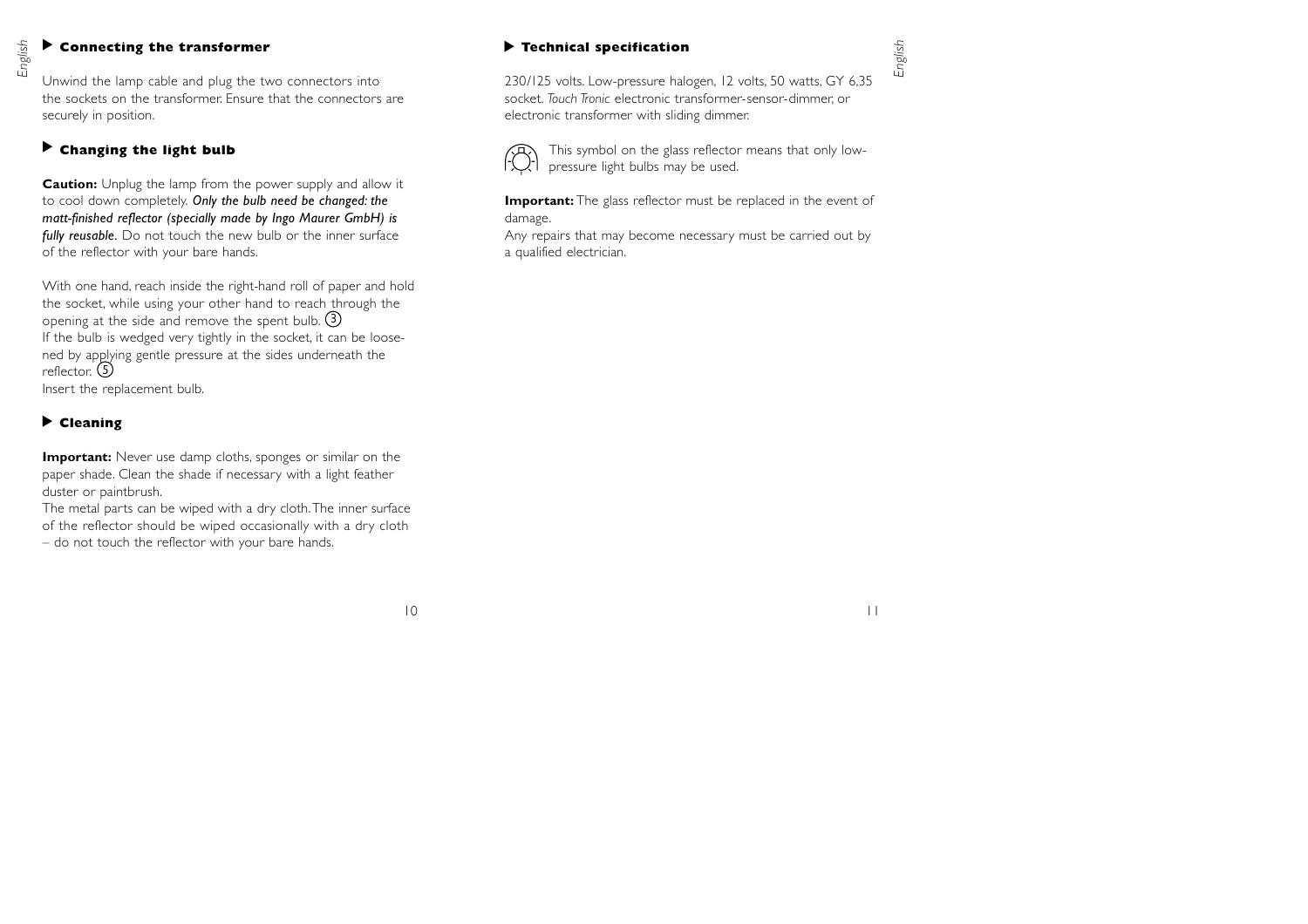## Connecting the transformer

Unwind the lamp cable and plug the two connectors into the sockets on the transformer. Ensure that the connectors are securely in position.

## Changing the light bulb

**Caution:** Unplug the lamp from the power supply and allow it to cool down completely. ***Only the bulb need be changed: the matt-finished reflector (specially made by Ingo Maurer GmbH) is fully reusable.*** Do not touch the new bulb or the inner surface of the reflector with your bare hands.

With one hand, reach inside the right-hand roll of paper and hold the socket, while using your other hand to reach through the opening at the side and remove the spent bulb. ③
If the bulb is wedged very tightly in the socket, it can be loosened by applying gentle pressure at the sides underneath the reflector. ⑤
Insert the replacement bulb.

## Cleaning

**Important:** Never use damp cloths, sponges or similar on the paper shade. Clean the shade if necessary with a light feather duster or paintbrush.
The metal parts can be wiped with a dry cloth. The inner surface of the reflector should be wiped occasionally with a dry cloth – do not touch the reflector with your bare hands.

## Technical specification

230/125 volts. Low-pressure halogen, 12 volts, 50 watts, GY 6,35 socket. *Touch Tronic* electronic transformer-sensor-dimmer, or electronic transformer with sliding dimmer.

This symbol on the glass reflector means that only low-pressure light bulbs may be used.

**Important:** The glass reflector must be replaced in the event of damage.
Any repairs that may become necessary must be carried out by a qualified electrician.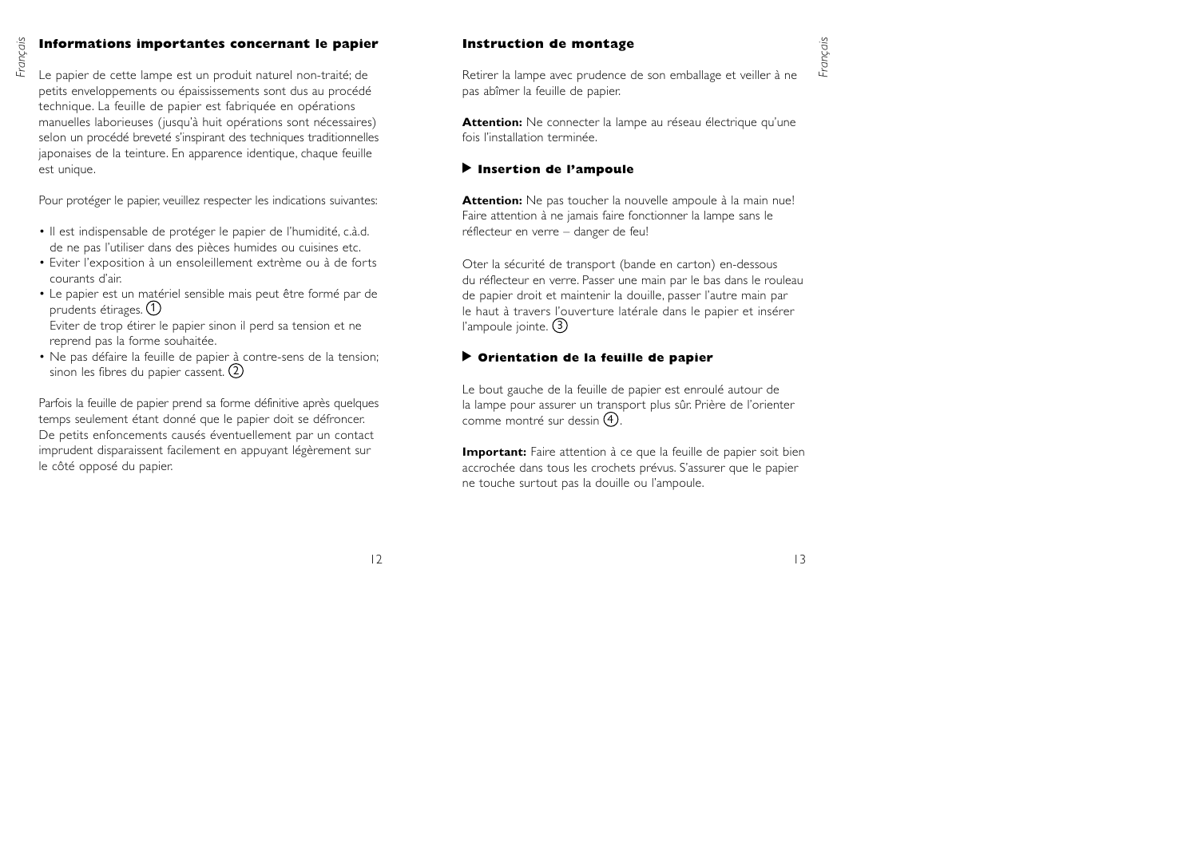## Informations importantes concernant le papier

Le papier de cette lampe est un produit naturel non-traité; de petits enveloppements ou épaississements sont dus au procédé technique. La feuille de papier est fabriquée en opérations manuelles laborieuses (jusqu'à huit opérations sont nécessaires) selon un procédé breveté s'inspirant des techniques traditionnelles japonaises de la teinture. En apparence identique, chaque feuille est unique.

Pour protéger le papier, veuillez respecter les indications suivantes:

- Il est indispensable de protéger le papier de l'humidité, c.à.d. de ne pas l'utiliser dans des pièces humides ou cuisines etc.
- Eviter l'exposition à un ensoleillement extrème ou à de forts courants d'air.
- Le papier est un matériel sensible mais peut être formé par de prudents étirages. ①
  Eviter de trop étirer le papier sinon il perd sa tension et ne reprend pas la forme souhaitée.
- Ne pas défaire la feuille de papier à contre-sens de la tension; sinon les fibres du papier cassent. ②

Parfois la feuille de papier prend sa forme définitive après quelques temps seulement étant donné que le papier doit se défroncer. De petits enfoncements causés éventuellement par un contact imprudent disparaissent facilement en appuyant légèrement sur le côté opposé du papier.

## Instruction de montage

Retirer la lampe avec prudence de son emballage et veiller à ne pas abîmer la feuille de papier.

**Attention:** Ne connecter la lampe au réseau électrique qu'une fois l'installation terminée.

### ▶ Insertion de l'ampoule

**Attention:** Ne pas toucher la nouvelle ampoule à la main nue! Faire attention à ne jamais faire fonctionner la lampe sans le réflecteur en verre – danger de feu!

Oter la sécurité de transport (bande en carton) en-dessous du réflecteur en verre. Passer une main par le bas dans le rouleau de papier droit et maintenir la douille, passer l'autre main par le haut à travers l'ouverture latérale dans le papier et insérer l'ampoule jointe. ③

### ▶ Orientation de la feuille de papier

Le bout gauche de la feuille de papier est enroulé autour de la lampe pour assurer un transport plus sûr. Prière de l'orienter comme montré sur dessin ④.

**Important:** Faire attention à ce que la feuille de papier soit bien accrochée dans tous les crochets prévus. S'assurer que le papier ne touche surtout pas la douille ou l'ampoule.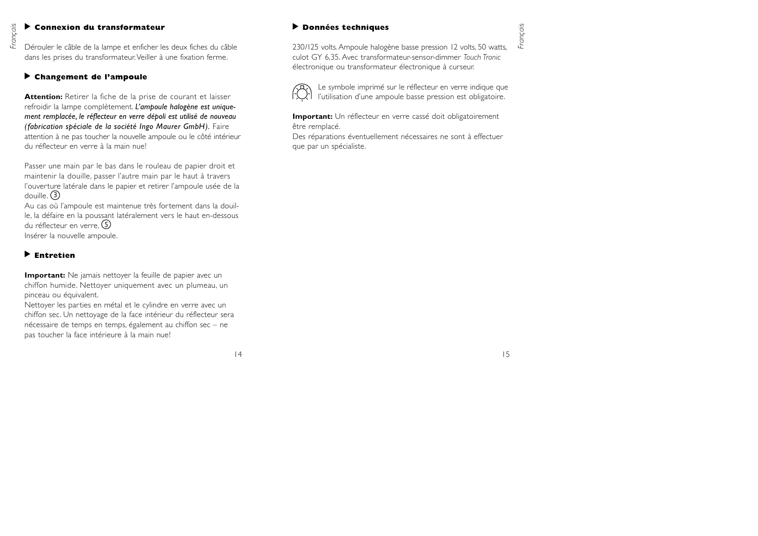## Connexion du transformateur

Dérouler le câble de la lampe et enficher les deux fiches du câble dans les prises du transformateur. Veiller à une fixation ferme.

## Changement de l'ampoule

**Attention:** Retirer la fiche de la prise de courant et laisser refroidir la lampe complètement. *L'ampoule halogène est uniquement remplacée, le réflecteur en verre dépoli est utilisé de nouveau (fabrication spéciale de la société Ingo Maurer GmbH).* Faire attention à ne pas toucher la nouvelle ampoule ou le côté intérieur du réflecteur en verre à la main nue!

Passer une main par le bas dans le rouleau de papier droit et maintenir la douille, passer l'autre main par le haut à travers l'ouverture latérale dans le papier et retirer l'ampoule usée de la douille. ③
Au cas où l'ampoule est maintenue très fortement dans la douille, la défaire en la poussant latéralement vers le haut en-dessous du réflecteur en verre. ⑤
Insérer la nouvelle ampoule.

## Entretien

**Important:** Ne jamais nettoyer la feuille de papier avec un chiffon humide. Nettoyer uniquement avec un plumeau, un pinceau ou équivalent.
Nettoyer les parties en métal et le cylindre en verre avec un chiffon sec. Un nettoyage de la face intérieur du réflecteur sera nécessaire de temps en temps, également au chiffon sec – ne pas toucher la face intérieure à la main nue!

## Données techniques

230/125 volts. Ampoule halogène basse pression 12 volts, 50 watts, culot GY 6,35. Avec transformateur-sensor-dimmer *Touch Tronic* électronique ou transformateur électronique à curseur.

Le symbole imprimé sur le réflecteur en verre indique que l'utilisation d'une ampoule basse pression est obligatoire.

**Important:** Un réflecteur en verre cassé doit obligatoirement être remplacé.
Des réparations éventuellement nécessaires ne sont à effectuer que par un spécialiste.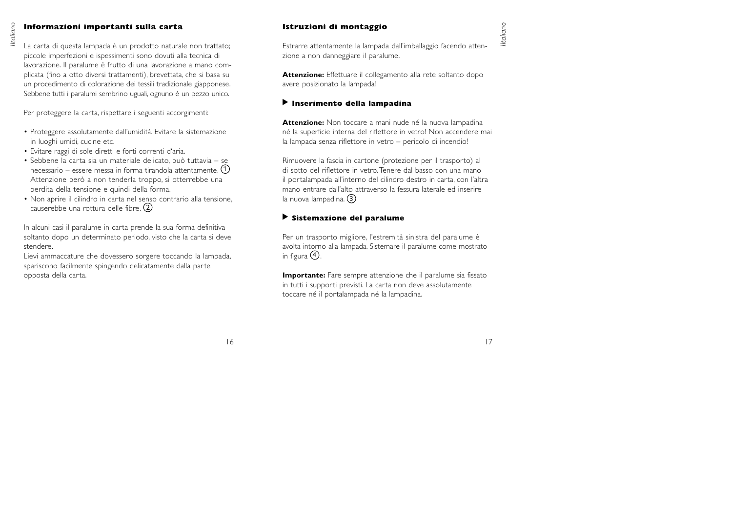## Informazioni importanti sulla carta

La carta di questa lampada è un prodotto naturale non trattato; piccole imperfezioni e ispessimenti sono dovuti alla tecnica di lavorazione. Il paralume è frutto di una lavorazione a mano complicata (fino a otto diversi trattamenti), brevettata, che si basa su un procedimento di colorazione dei tessili tradizionale giapponese. Sebbene tutti i paralumi sembrino uguali, ognuno è un pezzo unico.

Per proteggere la carta, rispettare i seguenti accorgimenti:

- Proteggere assolutamente dall'umidità. Evitare la sistemazione in luoghi umidi, cucine etc.
- Evitare raggi di sole diretti e forti correnti d'aria.
- Sebbene la carta sia un materiale delicato, può tuttavia – se necessario – essere messa in forma tirandola attentamente. ① Attenzione però a non tenderla troppo, si otterrebbe una perdita della tensione e quindi della forma.
- Non aprire il cilindro in carta nel senso contrario alla tensione, causerebbe una rottura delle fibre. ②

In alcuni casi il paralume in carta prende la sua forma definitiva soltanto dopo un determinato periodo, visto che la carta si deve stendere.

Lievi ammaccature che dovessero sorgere toccando la lampada, spariscono facilmente spingendo delicatamente dalla parte opposta della carta.

## Istruzioni di montaggio

Estrarre attentamente la lampada dall'imballaggio facendo attenzione a non danneggiare il paralume.

**Attenzione:** Effettuare il collegamento alla rete soltanto dopo avere posizionato la lampada!

### ▶ Inserimento della lampadina

**Attenzione:** Non toccare a mani nude né la nuova lampadina né la superficie interna del riflettore in vetro! Non accendere mai la lampada senza riflettore in vetro – pericolo di incendio!

Rimuovere la fascia in cartone (protezione per il trasporto) al di sotto del riflettore in vetro. Tenere dal basso con una mano il portalampada all'interno del cilindro destro in carta, con l'altra mano entrare dall'alto attraverso la fessura laterale ed inserire la nuova lampadina. ③

### ▶ Sistemazione del paralume

Per un trasporto migliore, l'estremità sinistra del paralume è avolta intorno alla lampada. Sistemare il paralume come mostrato in figura ④.

**Importante:** Fare sempre attenzione che il paralume sia fissato in tutti i supporti previsti. La carta non deve assolutamente toccare né il portalampada né la lampadina.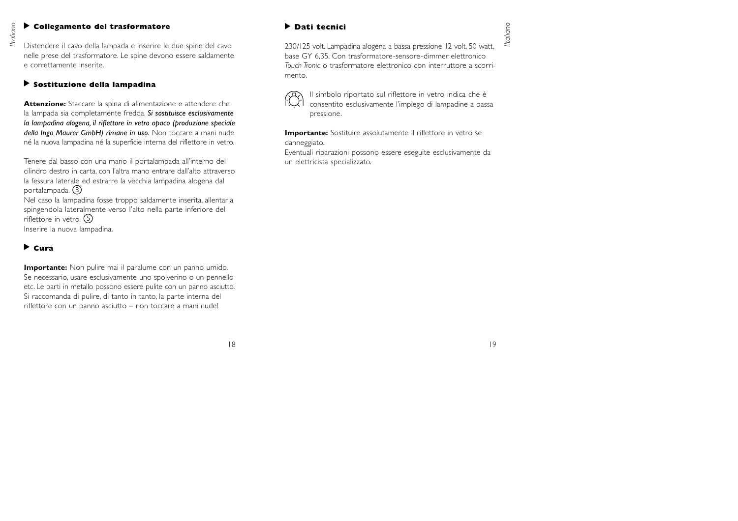## Collegamento del trasformatore

Distendere il cavo della lampada e inserire le due spine del cavo nelle prese del trasformatore. Le spine devono essere saldamente e correttamente inserite.

## Sostituzione della lampadina

**Attenzione:** Staccare la spina di alimentazione e attendere che la lampada sia completamente fredda. ***Si sostituisce esclusivamente la lampadina alogena, il riflettore in vetro opaco (produzione speciale della Ingo Maurer GmbH) rimane in uso.*** Non toccare a mani nude né la nuova lampadina né la superficie interna del riflettore in vetro.

Tenere dal basso con una mano il portalampada all'interno del cilindro destro in carta, con l'altra mano entrare dall'alto attraverso la fessura laterale ed estrarre la vecchia lampadina alogena dal portalampada. (3)
Nel caso la lampadina fosse troppo saldamente inserita, allentarla spingendola lateralmente verso l'alto nella parte inferiore del riflettore in vetro. (5)
Inserire la nuova lampadina.

## Cura

**Importante:** Non pulire mai il paralume con un panno umido. Se necessario, usare esclusivamente uno spolverino o un pennello etc. Le parti in metallo possono essere pulite con un panno asciutto. Si raccomanda di pulire, di tanto in tanto, la parte interna del riflettore con un panno asciutto – non toccare a mani nude!

## Dati tecnici

230/125 volt. Lampadina alogena a bassa pressione 12 volt, 50 watt, base GY 6,35. Con trasformatore-sensore-dimmer elettronico *Touch Tronic* o trasformatore elettronico con interruttore a scorrimento.

Il simbolo riportato sul riflettore in vetro indica che è consentito esclusivamente l'impiego di lampadine a bassa pressione.

**Importante:** Sostituire assolutamente il riflettore in vetro se danneggiato.
Eventuali riparazioni possono essere eseguite esclusivamente da un elettricista specializzato.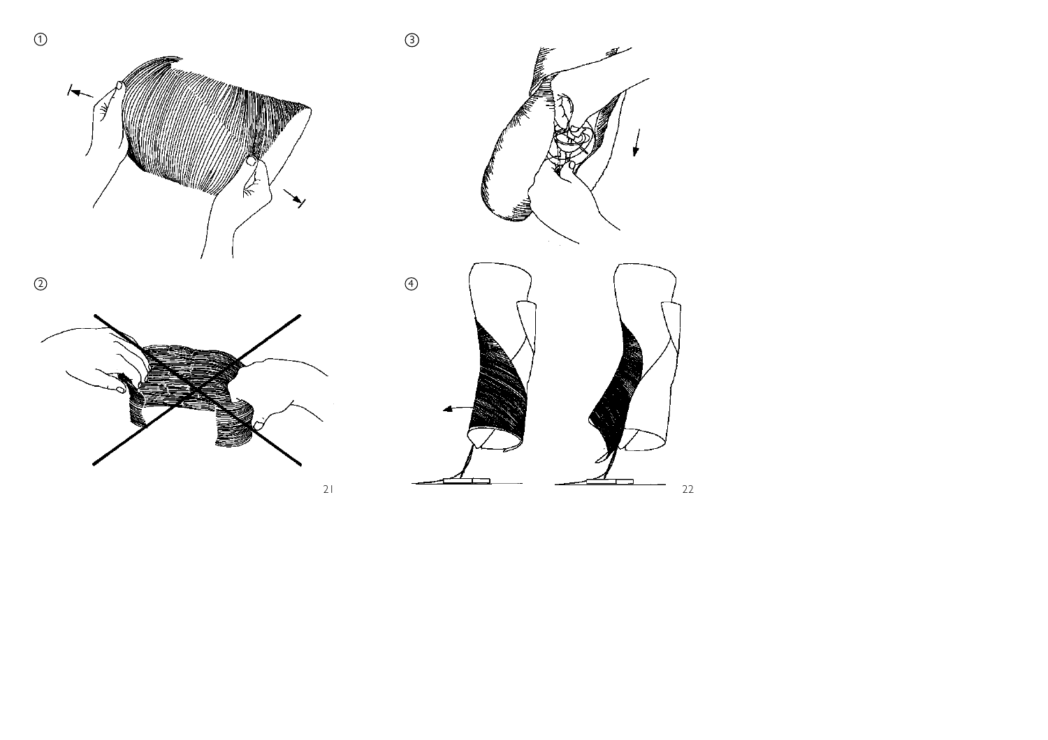①

②

③

④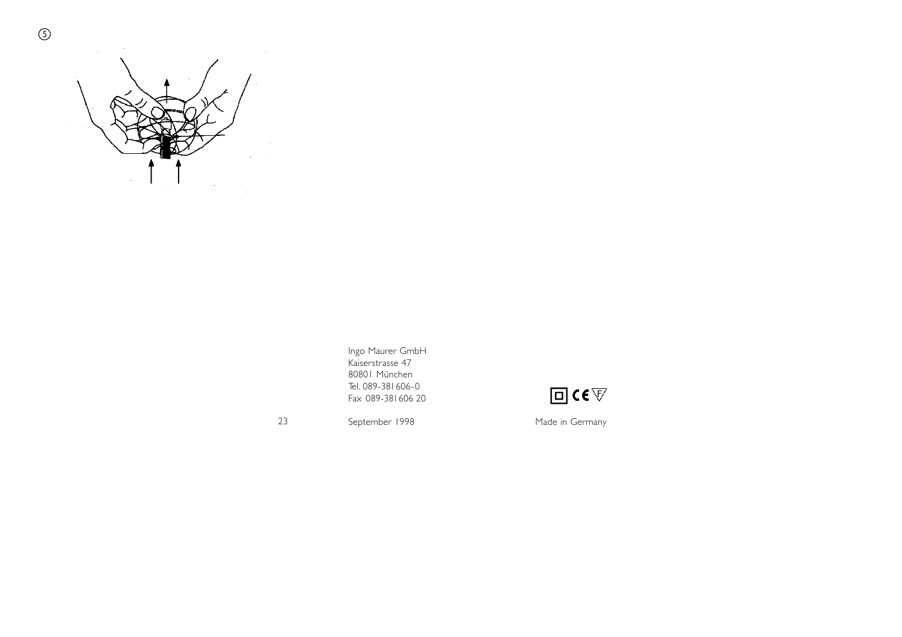⑤

Ingo Maurer GmbH
Kaiserstrasse 47
80801 München
Tel. 089-381606-0
Fax 089-381606 20

September 1998

Made in Germany